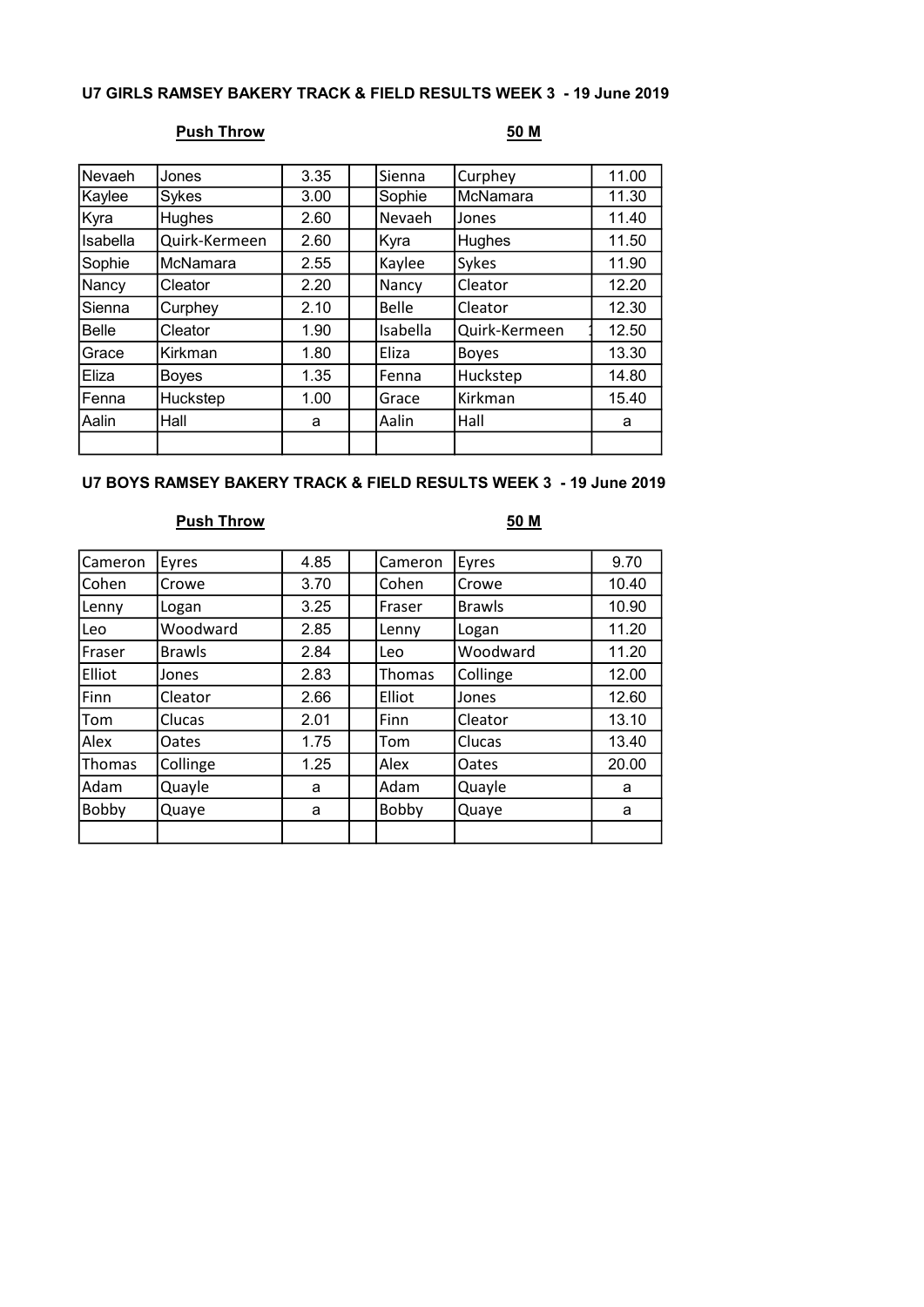## U7 GIRLS RAMSEY BAKERY TRACK & FIELD RESULTS WEEK 3 - 19 June 2019

| Push Throw | | | | 50 M | | |
|---|---|---|---|---|---|---|
| Nevaeh | Jones | 3.35 | | Sienna | Curphey | 11.00 |
| Kaylee | Sykes | 3.00 | | Sophie | McNamara | 11.30 |
| Kyra | Hughes | 2.60 | | Nevaeh | Jones | 11.40 |
| Isabella | Quirk-Kermeen | 2.60 | | Kyra | Hughes | 11.50 |
| Sophie | McNamara | 2.55 | | Kaylee | Sykes | 11.90 |
| Nancy | Cleator | 2.20 | | Nancy | Cleator | 12.20 |
| Sienna | Curphey | 2.10 | | Belle | Cleator | 12.30 |
| Belle | Cleator | 1.90 | | Isabella | Quirk-Kermeen | 12.50 |
| Grace | Kirkman | 1.80 | | Eliza | Boyes | 13.30 |
| Eliza | Boyes | 1.35 | | Fenna | Huckstep | 14.80 |
| Fenna | Huckstep | 1.00 | | Grace | Kirkman | 15.40 |
| Aalin | Hall | a | | Aalin | Hall | a |
| | | | | | | |

## U7 BOYS RAMSEY BAKERY TRACK & FIELD RESULTS WEEK 3 - 19 June 2019

| Push Throw | | | | 50 M | | |
|---|---|---|---|---|---|---|
| Cameron | Eyres | 4.85 | | Cameron | Eyres | 9.70 |
| Cohen | Crowe | 3.70 | | Cohen | Crowe | 10.40 |
| Lenny | Logan | 3.25 | | Fraser | Brawls | 10.90 |
| Leo | Woodward | 2.85 | | Lenny | Logan | 11.20 |
| Fraser | Brawls | 2.84 | | Leo | Woodward | 11.20 |
| Elliot | Jones | 2.83 | | Thomas | Collinge | 12.00 |
| Finn | Cleator | 2.66 | | Elliot | Jones | 12.60 |
| Tom | Clucas | 2.01 | | Finn | Cleator | 13.10 |
| Alex | Oates | 1.75 | | Tom | Clucas | 13.40 |
| Thomas | Collinge | 1.25 | | Alex | Oates | 20.00 |
| Adam | Quayle | a | | Adam | Quayle | a |
| Bobby | Quaye | a | | Bobby | Quaye | a |
| | | | | | | |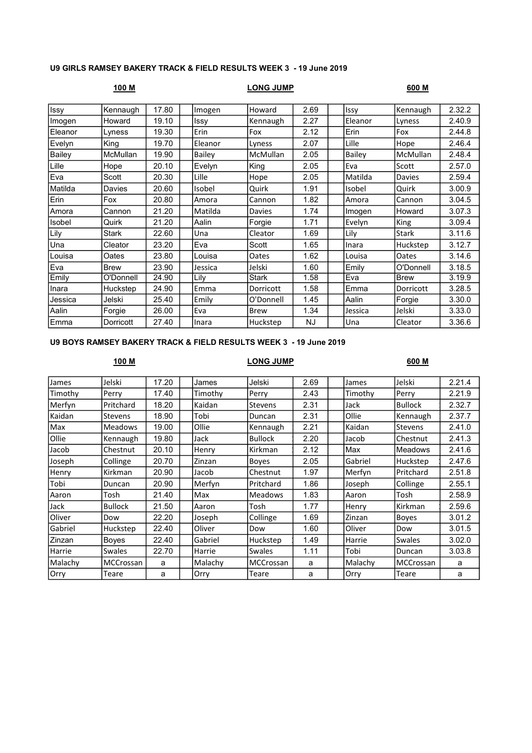### U9 GIRLS RAMSEY BAKERY TRACK & FIELD RESULTS WEEK 3 - 19 June 2019

| 100 M | | | | LONG JUMP | | | | 600 M | | |
|---|---|---|---|---|---|---|---|---|---|---|
| Issy | Kennaugh | 17.80 | | Imogen | Howard | 2.69 | | Issy | Kennaugh | 2.32.2 |
| Imogen | Howard | 19.10 | | Issy | Kennaugh | 2.27 | | Eleanor | Lyness | 2.40.9 |
| Eleanor | Lyness | 19.30 | | Erin | Fox | 2.12 | | Erin | Fox | 2.44.8 |
| Evelyn | King | 19.70 | | Eleanor | Lyness | 2.07 | | Lille | Hope | 2.46.4 |
| Bailey | McMullan | 19.90 | | Bailey | McMullan | 2.05 | | Bailey | McMullan | 2.48.4 |
| Lille | Hope | 20.10 | | Evelyn | King | 2.05 | | Eva | Scott | 2.57.0 |
| Eva | Scott | 20.30 | | Lille | Hope | 2.05 | | Matilda | Davies | 2.59.4 |
| Matilda | Davies | 20.60 | | Isobel | Quirk | 1.91 | | Isobel | Quirk | 3.00.9 |
| Erin | Fox | 20.80 | | Amora | Cannon | 1.82 | | Amora | Cannon | 3.04.5 |
| Amora | Cannon | 21.20 | | Matilda | Davies | 1.74 | | Imogen | Howard | 3.07.3 |
| Isobel | Quirk | 21.20 | | Aalin | Forgie | 1.71 | | Evelyn | King | 3.09.4 |
| Lily | Stark | 22.60 | | Una | Cleator | 1.69 | | Lily | Stark | 3.11.6 |
| Una | Cleator | 23.20 | | Eva | Scott | 1.65 | | Inara | Huckstep | 3.12.7 |
| Louisa | Oates | 23.80 | | Louisa | Oates | 1.62 | | Louisa | Oates | 3.14.6 |
| Eva | Brew | 23.90 | | Jessica | Jelski | 1.60 | | Emily | O'Donnell | 3.18.5 |
| Emily | O'Donnell | 24.90 | | Lily | Stark | 1.58 | | Eva | Brew | 3.19.9 |
| Inara | Huckstep | 24.90 | | Emma | Dorricott | 1.58 | | Emma | Dorricott | 3.28.5 |
| Jessica | Jelski | 25.40 | | Emily | O'Donnell | 1.45 | | Aalin | Forgie | 3.30.0 |
| Aalin | Forgie | 26.00 | | Eva | Brew | 1.34 | | Jessica | Jelski | 3.33.0 |
| Emma | Dorricott | 27.40 | | Inara | Huckstep | NJ | | Una | Cleator | 3.36.6 |

### U9 BOYS RAMSEY BAKERY TRACK & FIELD RESULTS WEEK 3 - 19 June 2019

| 100 M | | | | LONG JUMP | | | | 600 M | | |
|---|---|---|---|---|---|---|---|---|---|---|
| James | Jelski | 17.20 | | James | Jelski | 2.69 | | James | Jelski | 2.21.4 |
| Timothy | Perry | 17.40 | | Timothy | Perry | 2.43 | | Timothy | Perry | 2.21.9 |
| Merfyn | Pritchard | 18.20 | | Kaidan | Stevens | 2.31 | | Jack | Bullock | 2.32.7 |
| Kaidan | Stevens | 18.90 | | Tobi | Duncan | 2.31 | | Ollie | Kennaugh | 2.37.7 |
| Max | Meadows | 19.00 | | Ollie | Kennaugh | 2.21 | | Kaidan | Stevens | 2.41.0 |
| Ollie | Kennaugh | 19.80 | | Jack | Bullock | 2.20 | | Jacob | Chestnut | 2.41.3 |
| Jacob | Chestnut | 20.10 | | Henry | Kirkman | 2.12 | | Max | Meadows | 2.41.6 |
| Joseph | Collinge | 20.70 | | Zinzan | Boyes | 2.05 | | Gabriel | Huckstep | 2.47.6 |
| Henry | Kirkman | 20.90 | | Jacob | Chestnut | 1.97 | | Merfyn | Pritchard | 2.51.8 |
| Tobi | Duncan | 20.90 | | Merfyn | Pritchard | 1.86 | | Joseph | Collinge | 2.55.1 |
| Aaron | Tosh | 21.40 | | Max | Meadows | 1.83 | | Aaron | Tosh | 2.58.9 |
| Jack | Bullock | 21.50 | | Aaron | Tosh | 1.77 | | Henry | Kirkman | 2.59.6 |
| Oliver | Dow | 22.20 | | Joseph | Collinge | 1.69 | | Zinzan | Boyes | 3.01.2 |
| Gabriel | Huckstep | 22.40 | | Oliver | Dow | 1.60 | | Oliver | Dow | 3.01.5 |
| Zinzan | Boyes | 22.40 | | Gabriel | Huckstep | 1.49 | | Harrie | Swales | 3.02.0 |
| Harrie | Swales | 22.70 | | Harrie | Swales | 1.11 | | Tobi | Duncan | 3.03.8 |
| Malachy | MCCrossan | a | | Malachy | MCCrossan | a | | Malachy | MCCrossan | a |
| Orry | Teare | a | | Orry | Teare | a | | Orry | Teare | a |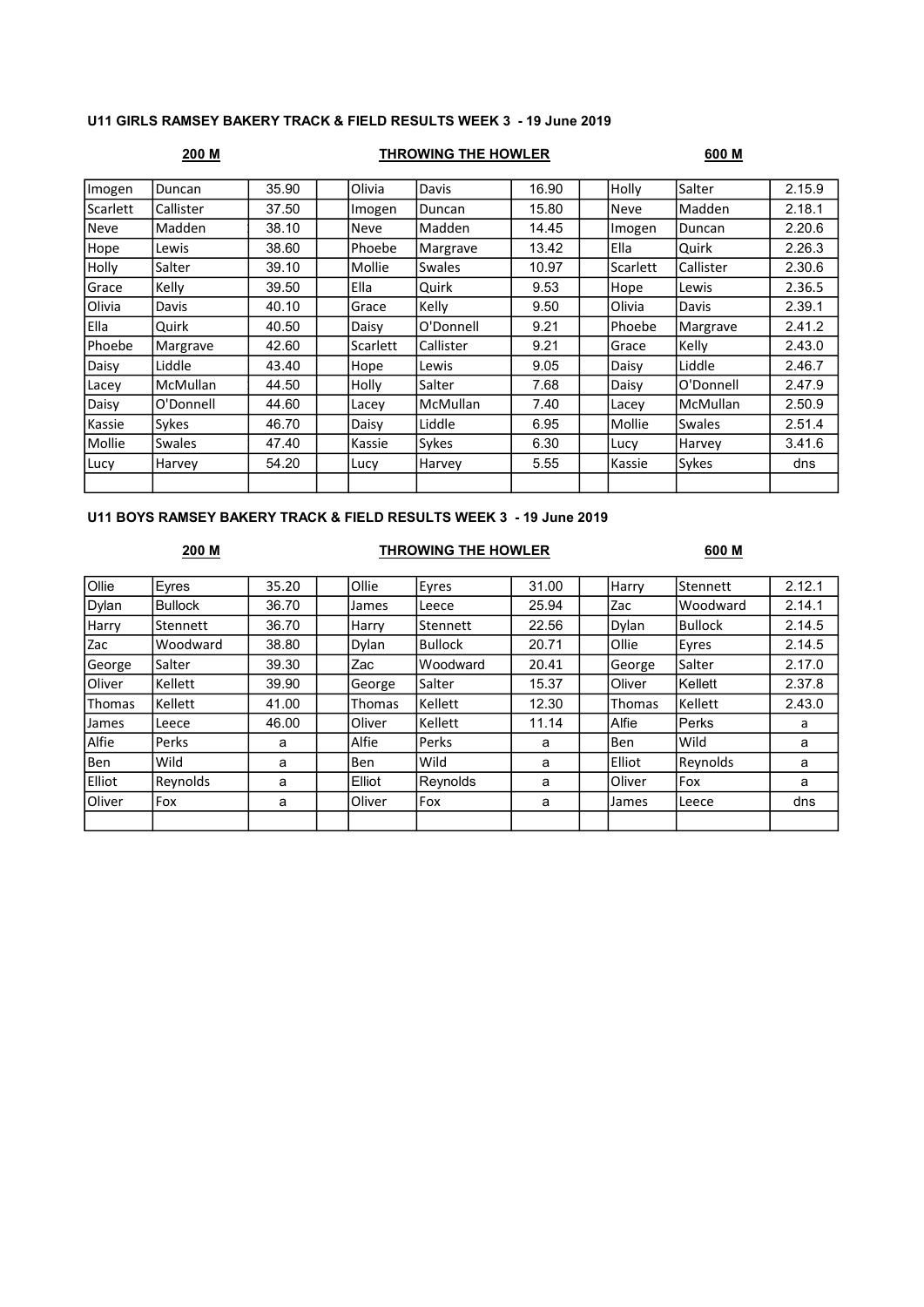**U11 GIRLS RAMSEY BAKERY TRACK & FIELD RESULTS WEEK 3 - 19 June 2019**

| 200 M | | | | THROWING THE HOWLER | | | | 600 M | | |
|---|---|---|---|---|---|---|---|---|---|---|
| Imogen | Duncan | 35.90 | | Olivia | Davis | 16.90 | | Holly | Salter | 2.15.9 |
| Scarlett | Callister | 37.50 | | Imogen | Duncan | 15.80 | | Neve | Madden | 2.18.1 |
| Neve | Madden | 38.10 | | Neve | Madden | 14.45 | | Imogen | Duncan | 2.20.6 |
| Hope | Lewis | 38.60 | | Phoebe | Margrave | 13.42 | | Ella | Quirk | 2.26.3 |
| Holly | Salter | 39.10 | | Mollie | Swales | 10.97 | | Scarlett | Callister | 2.30.6 |
| Grace | Kelly | 39.50 | | Ella | Quirk | 9.53 | | Hope | Lewis | 2.36.5 |
| Olivia | Davis | 40.10 | | Grace | Kelly | 9.50 | | Olivia | Davis | 2.39.1 |
| Ella | Quirk | 40.50 | | Daisy | O'Donnell | 9.21 | | Phoebe | Margrave | 2.41.2 |
| Phoebe | Margrave | 42.60 | | Scarlett | Callister | 9.21 | | Grace | Kelly | 2.43.0 |
| Daisy | Liddle | 43.40 | | Hope | Lewis | 9.05 | | Daisy | Liddle | 2.46.7 |
| Lacey | McMullan | 44.50 | | Holly | Salter | 7.68 | | Daisy | O'Donnell | 2.47.9 |
| Daisy | O'Donnell | 44.60 | | Lacey | McMullan | 7.40 | | Lacey | McMullan | 2.50.9 |
| Kassie | Sykes | 46.70 | | Daisy | Liddle | 6.95 | | Mollie | Swales | 2.51.4 |
| Mollie | Swales | 47.40 | | Kassie | Sykes | 6.30 | | Lucy | Harvey | 3.41.6 |
| Lucy | Harvey | 54.20 | | Lucy | Harvey | 5.55 | | Kassie | Sykes | dns |

**U11 BOYS RAMSEY BAKERY TRACK & FIELD RESULTS WEEK 3 - 19 June 2019**

| 200 M | | | | THROWING THE HOWLER | | | | 600 M | | |
|---|---|---|---|---|---|---|---|---|---|---|
| Ollie | Eyres | 35.20 | | Ollie | Eyres | 31.00 | | Harry | Stennett | 2.12.1 |
| Dylan | Bullock | 36.70 | | James | Leece | 25.94 | | Zac | Woodward | 2.14.1 |
| Harry | Stennett | 36.70 | | Harry | Stennett | 22.56 | | Dylan | Bullock | 2.14.5 |
| Zac | Woodward | 38.80 | | Dylan | Bullock | 20.71 | | Ollie | Eyres | 2.14.5 |
| George | Salter | 39.30 | | Zac | Woodward | 20.41 | | George | Salter | 2.17.0 |
| Oliver | Kellett | 39.90 | | George | Salter | 15.37 | | Oliver | Kellett | 2.37.8 |
| Thomas | Kellett | 41.00 | | Thomas | Kellett | 12.30 | | Thomas | Kellett | 2.43.0 |
| James | Leece | 46.00 | | Oliver | Kellett | 11.14 | | Alfie | Perks | a |
| Alfie | Perks | a | | Alfie | Perks | a | | Ben | Wild | a |
| Ben | Wild | a | | Ben | Wild | a | | Elliot | Reynolds | a |
| Elliot | Reynolds | a | | Elliot | Reynolds | a | | Oliver | Fox | a |
| Oliver | Fox | a | | Oliver | Fox | a | | James | Leece | dns |